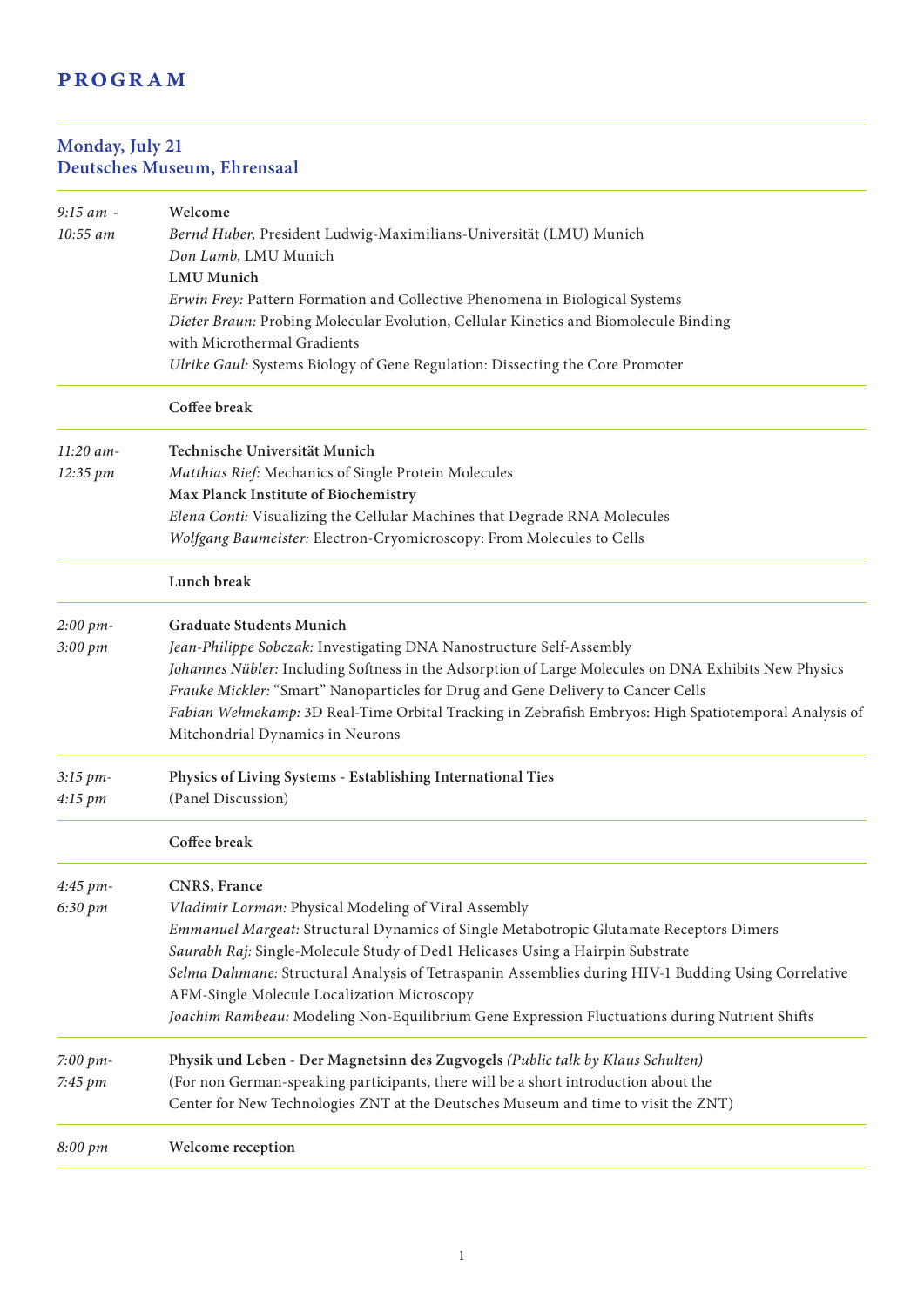# PROGRAM

## Monday, July 21
## Deutsches Museum, Ehrensaal

| | |
|---|---|
| *9:15 am - 10:55 am* | **Welcome**<br>*Bernd Huber,* President Ludwig-Maximilians-Universität (LMU) Munich<br>*Don Lamb*, LMU Munich<br>**LMU Munich**<br>*Erwin Frey:* Pattern Formation and Collective Phenomena in Biological Systems<br>*Dieter Braun:* Probing Molecular Evolution, Cellular Kinetics and Biomolecule Binding with Microthermal Gradients<br>*Ulrike Gaul:* Systems Biology of Gene Regulation: Dissecting the Core Promoter |
| | **Coffee break** |
| *11:20 am- 12:35 pm* | **Technische Universität Munich**<br>*Matthias Rief:* Mechanics of Single Protein Molecules<br>**Max Planck Institute of Biochemistry**<br>*Elena Conti:* Visualizing the Cellular Machines that Degrade RNA Molecules<br>*Wolfgang Baumeister:* Electron-Cryomicroscopy: From Molecules to Cells |
| | **Lunch break** |
| *2:00 pm- 3:00 pm* | **Graduate Students Munich**<br>*Jean-Philippe Sobczak:* Investigating DNA Nanostructure Self-Assembly<br>*Johannes Nübler:* Including Softness in the Adsorption of Large Molecules on DNA Exhibits New Physics<br>*Frauke Mickler:* "Smart" Nanoparticles for Drug and Gene Delivery to Cancer Cells<br>*Fabian Wehnekamp:* 3D Real-Time Orbital Tracking in Zebrafish Embryos: High Spatiotemporal Analysis of Mitchondrial Dynamics in Neurons |
| *3:15 pm- 4:15 pm* | **Physics of Living Systems - Establishing International Ties**<br>(Panel Discussion) |
| | **Coffee break** |
| *4:45 pm- 6:30 pm* | **CNRS, France**<br>*Vladimir Lorman:* Physical Modeling of Viral Assembly<br>*Emmanuel Margeat:* Structural Dynamics of Single Metabotropic Glutamate Receptors Dimers<br>*Saurabh Raj:* Single-Molecule Study of Ded1 Helicases Using a Hairpin Substrate<br>*Selma Dahmane:* Structural Analysis of Tetraspanin Assemblies during HIV-1 Budding Using Correlative AFM-Single Molecule Localization Microscopy<br>*Joachim Rambeau:* Modeling Non-Equilibrium Gene Expression Fluctuations during Nutrient Shifts |
| *7:00 pm- 7:45 pm* | **Physik und Leben - Der Magnetsinn des Zugvogels** *(Public talk by Klaus Schulten)*<br>(For non German-speaking participants, there will be a short introduction about the Center for New Technologies ZNT at the Deutsches Museum and time to visit the ZNT) |
| *8:00 pm* | **Welcome reception** |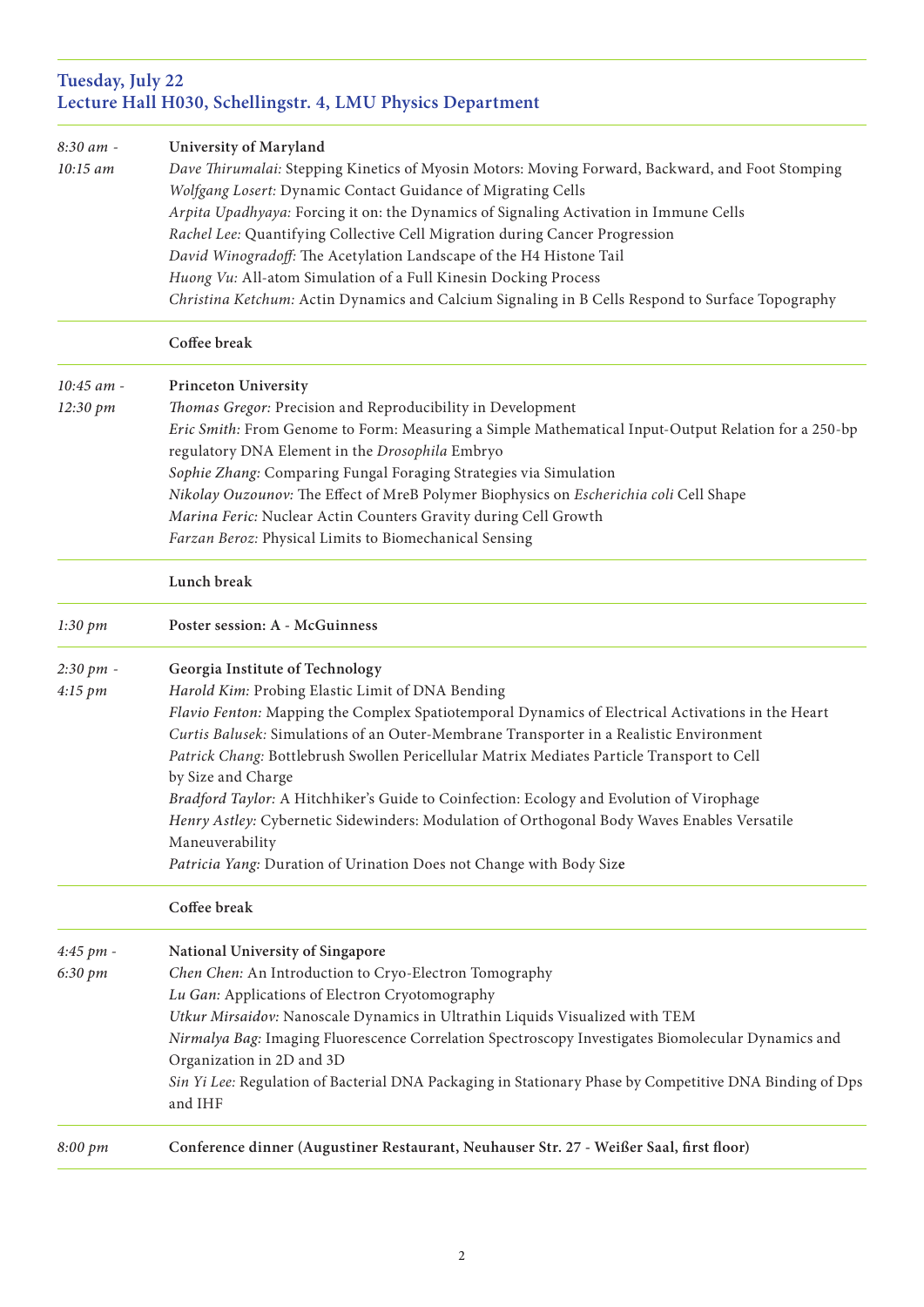## Tuesday, July 22
## Lecture Hall H030, Schellingstr. 4, LMU Physics Department

*8:30 am - 10:15 am*

**University of Maryland**

*Dave Thirumalai:* Stepping Kinetics of Myosin Motors: Moving Forward, Backward, and Foot Stomping
*Wolfgang Losert:* Dynamic Contact Guidance of Migrating Cells
*Arpita Upadhyaya:* Forcing it on: the Dynamics of Signaling Activation in Immune Cells
*Rachel Lee:* Quantifying Collective Cell Migration during Cancer Progression
*David Winogradoff:* The Acetylation Landscape of the H4 Histone Tail
*Huong Vu:* All-atom Simulation of a Full Kinesin Docking Process
*Christina Ketchum:* Actin Dynamics and Calcium Signaling in B Cells Respond to Surface Topography

**Coffee break**

*10:45 am - 12:30 pm*

**Princeton University**

*Thomas Gregor:* Precision and Reproducibility in Development
*Eric Smith:* From Genome to Form: Measuring a Simple Mathematical Input-Output Relation for a 250-bp regulatory DNA Element in the *Drosophila* Embryo
*Sophie Zhang:* Comparing Fungal Foraging Strategies via Simulation
*Nikolay Ouzounov:* The Effect of MreB Polymer Biophysics on *Escherichia coli* Cell Shape
*Marina Feric:* Nuclear Actin Counters Gravity during Cell Growth
*Farzan Beroz:* Physical Limits to Biomechanical Sensing

**Lunch break**

*1:30 pm* **Poster session: A - McGuinness**

*2:30 pm - 4:15 pm*

**Georgia Institute of Technology**

*Harold Kim:* Probing Elastic Limit of DNA Bending
*Flavio Fenton:* Mapping the Complex Spatiotemporal Dynamics of Electrical Activations in the Heart
*Curtis Balusek:* Simulations of an Outer-Membrane Transporter in a Realistic Environment
*Patrick Chang:* Bottlebrush Swollen Pericellular Matrix Mediates Particle Transport to Cell by Size and Charge
*Bradford Taylor:* A Hitchhiker's Guide to Coinfection: Ecology and Evolution of Virophage
*Henry Astley:* Cybernetic Sidewinders: Modulation of Orthogonal Body Waves Enables Versatile Maneuverability
*Patricia Yang:* Duration of Urination Does not Change with Body Size

**Coffee break**

*4:45 pm - 6:30 pm*

**National University of Singapore**

*Chen Chen:* An Introduction to Cryo-Electron Tomography
*Lu Gan:* Applications of Electron Cryotomography
*Utkur Mirsaidov:* Nanoscale Dynamics in Ultrathin Liquids Visualized with TEM
*Nirmalya Bag:* Imaging Fluorescence Correlation Spectroscopy Investigates Biomolecular Dynamics and Organization in 2D and 3D
*Sin Yi Lee:* Regulation of Bacterial DNA Packaging in Stationary Phase by Competitive DNA Binding of Dps and IHF

*8:00 pm* **Conference dinner (Augustiner Restaurant, Neuhauser Str. 27 - Weißer Saal, first floor)**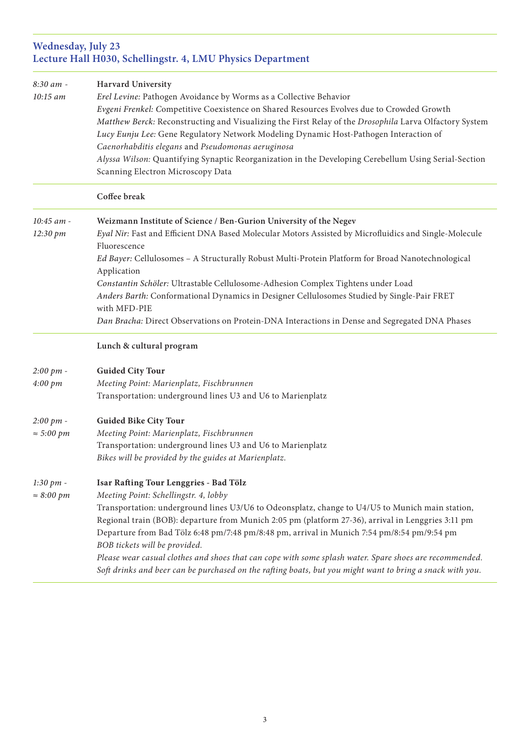## Wednesday, July 23
## Lecture Hall H030, Schellingstr. 4, LMU Physics Department

*8:30 am - 10:15 am*

**Harvard University**

*Erel Levine:* Pathogen Avoidance by Worms as a Collective Behavior
*Evgeni Frenkel:* Competitive Coexistence on Shared Resources Evolves due to Crowded Growth
*Matthew Berck:* Reconstructing and Visualizing the First Relay of the *Drosophila* Larva Olfactory System
*Lucy Eunju Lee:* Gene Regulatory Network Modeling Dynamic Host-Pathogen Interaction of *Caenorhabditis elegans* and *Pseudomonas aeruginosa*
*Alyssa Wilson:* Quantifying Synaptic Reorganization in the Developing Cerebellum Using Serial-Section Scanning Electron Microscopy Data

---

**Coffee break**

---

*10:45 am - 12:30 pm*

**Weizmann Institute of Science / Ben-Gurion University of the Negev**

*Eyal Nir:* Fast and Efficient DNA Based Molecular Motors Assisted by Microfluidics and Single-Molecule Fluorescence
*Ed Bayer:* Cellulosomes – A Structurally Robust Multi-Protein Platform for Broad Nanotechnological Application
*Constantin Schöler:* Ultrastable Cellulosome-Adhesion Complex Tightens under Load
*Anders Barth:* Conformational Dynamics in Designer Cellulosomes Studied by Single-Pair FRET with MFD-PIE
*Dan Bracha:* Direct Observations on Protein-DNA Interactions in Dense and Segregated DNA Phases

---

**Lunch & cultural program**

*2:00 pm - 4:00 pm*

**Guided City Tour**

*Meeting Point: Marienplatz, Fischbrunnen*
Transportation: underground lines U3 and U6 to Marienplatz

*2:00 pm - ≈ 5:00 pm*

**Guided Bike City Tour**

*Meeting Point: Marienplatz, Fischbrunnen*
Transportation: underground lines U3 and U6 to Marienplatz
*Bikes will be provided by the guides at Marienplatz.*

*1:30 pm - ≈ 8:00 pm*

**Isar Rafting Tour Lenggries - Bad Tölz**

*Meeting Point: Schellingstr. 4, lobby*
Transportation: underground lines U3/U6 to Odeonsplatz, change to U4/U5 to Munich main station, Regional train (BOB): departure from Munich 2:05 pm (platform 27-36), arrival in Lenggries 3:11 pm
Departure from Bad Tölz 6:48 pm/7:48 pm/8:48 pm, arrival in Munich 7:54 pm/8:54 pm/9:54 pm
*BOB tickets will be provided.*
*Please wear casual clothes and shoes that can cope with some splash water. Spare shoes are recommended. Soft drinks and beer can be purchased on the rafting boats, but you might want to bring a snack with you.*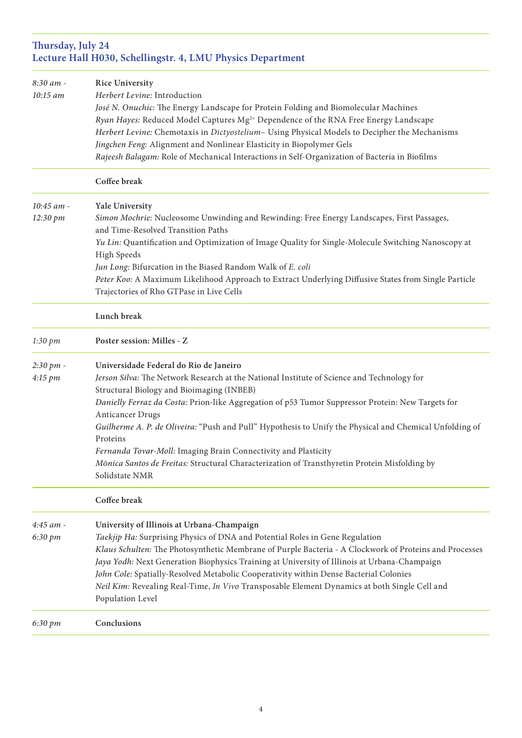## Thursday, July 24
## Lecture Hall H030, Schellingstr. 4, LMU Physics Department

| | |
|---|---|
| *8:30 am - 10:15 am* | **Rice University**<br>*Herbert Levine:* Introduction<br>*José N. Onuchic:* The Energy Landscape for Protein Folding and Biomolecular Machines<br>*Ryan Hayes:* Reduced Model Captures $Mg^{2+}$ Dependence of the RNA Free Energy Landscape<br>*Herbert Levine:* Chemotaxis in *Dictyostelium*– Using Physical Models to Decipher the Mechanisms<br>*Jingchen Feng:* Alignment and Nonlinear Elasticity in Biopolymer Gels<br>*Rajeesh Balagam:* Role of Mechanical Interactions in Self-Organization of Bacteria in Biofilms |
| | **Coffee break** |
| *10:45 am - 12:30 pm* | **Yale University**<br>*Simon Mochrie:* Nucleosome Unwinding and Rewinding: Free Energy Landscapes, First Passages, and Time-Resolved Transition Paths<br>*Yu Lin:* Quantification and Optimization of Image Quality for Single-Molecule Switching Nanoscopy at High Speeds<br>*Jun Long:* Bifurcation in the Biased Random Walk of *E. coli*<br>*Peter Koo:* A Maximum Likelihood Approach to Extract Underlying Diffusive States from Single Particle Trajectories of Rho GTPase in Live Cells |
| | **Lunch break** |
| *1:30 pm* | **Poster session: Milles - Z** |
| *2:30 pm - 4:15 pm* | **Universidade Federal do Rio de Janeiro**<br>*Jerson Silva:* The Network Research at the National Institute of Science and Technology for Structural Biology and Bioimaging (INBEB)<br>*Danielly Ferraz da Costa:* Prion-like Aggregation of p53 Tumor Suppressor Protein: New Targets for Anticancer Drugs<br>*Guilherme A. P. de Oliveira:* "Push and Pull" Hypothesis to Unify the Physical and Chemical Unfolding of Proteins<br>*Fernanda Tovar-Moll:* Imaging Brain Connectivity and Plasticity<br>*Mônica Santos de Freitas:* Structural Characterization of Transthyretin Protein Misfolding by Solidstate NMR |
| | **Coffee break** |
| *4:45 am - 6:30 pm* | **University of Illinois at Urbana-Champaign**<br>*Taekjip Ha:* Surprising Physics of DNA and Potential Roles in Gene Regulation<br>*Klaus Schulten:* The Photosynthetic Membrane of Purple Bacteria - A Clockwork of Proteins and Processes<br>*Jaya Yodh:* Next Generation Biophysics Training at University of Illinois at Urbana-Champaign<br>*John Cole:* Spatially-Resolved Metabolic Cooperativity within Dense Bacterial Colonies<br>*Neil Kim:* Revealing Real-Time, *In Vivo* Transposable Element Dynamics at both Single Cell and Population Level |
| *6:30 pm* | **Conclusions** |